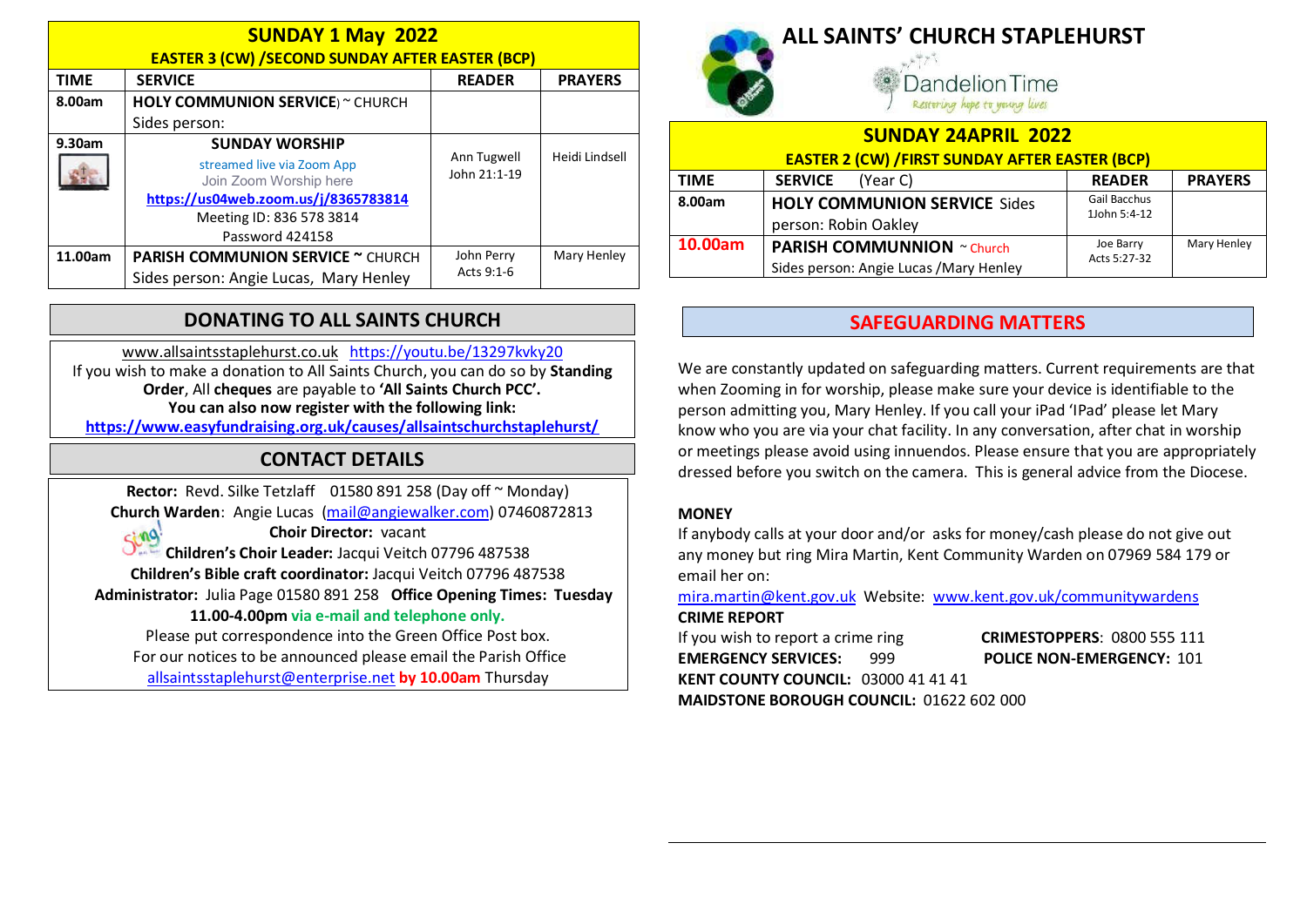## SUNDAY 1 May 2022

**EASTER 3 (CW) /SECOND SUNDAY AFTER EASTER (BCP)**

| TIME | SERVICE | READER | PRAYERS |
|---|---|---|---|
| 8.00am | **HOLY COMMUNION SERVICE**) ~ CHURCH<br>Sides person: | | |
| 9.30am | **SUNDAY WORSHIP**<br>streamed live via Zoom App<br>Join Zoom Worship here<br>**https://us04web.zoom.us/j/8365783814**<br>Meeting ID: 836 578 3814<br>Password 424158 | Ann Tugwell<br>John 21:1-19 | Heidi Lindsell |
| 11.00am | **PARISH COMMUNION SERVICE ~** CHURCH<br>Sides person: Angie Lucas, Mary Henley | John Perry<br>Acts 9:1-6 | Mary Henley |

## DONATING TO ALL SAINTS CHURCH

www.allsaintsstaplehurst.co.uk https://youtu.be/13297kvky20

If you wish to make a donation to All Saints Church, you can do so by **Standing Order**, All **cheques** are payable to **'All Saints Church PCC'.**

**You can also now register with the following link:**

**https://www.easyfundraising.org.uk/causes/allsaintschurchstaplehurst/**

## CONTACT DETAILS

**Rector:** Revd. Silke Tetzlaff 01580 891 258 (Day off ~ Monday)

**Church Warden**: Angie Lucas (mail@angiewalker.com) 07460872813

**Choir Director:** vacant

**Children's Choir Leader:** Jacqui Veitch 07796 487538

**Children's Bible craft coordinator:** Jacqui Veitch 07796 487538

**Administrator:** Julia Page 01580 891 258 **Office Opening Times: Tuesday 11.00-4.00pm via e-mail and telephone only.**

Please put correspondence into the Green Office Post box.

For our notices to be announced please email the Parish Office allsaintsstaplehurst@enterprise.net **by 10.00am** Thursday

# ALL SAINTS' CHURCH STAPLEHURST

Dandelion Time

*Restoring hope to young lives*

## SUNDAY 24APRIL 2022

**EASTER 2 (CW) /FIRST SUNDAY AFTER EASTER (BCP)**

| TIME | SERVICE (Year C) | READER | PRAYERS |
|---|---|---|---|
| 8.00am | **HOLY COMMUNION SERVICE** Sides person: Robin Oakley | Gail Bacchus<br>1John 5:4-12 | |
| 10.00am | **PARISH COMMUNNION** ~ Church<br>Sides person: Angie Lucas /Mary Henley | Joe Barry<br>Acts 5:27-32 | Mary Henley |

## SAFEGUARDING MATTERS

We are constantly updated on safeguarding matters. Current requirements are that when Zooming in for worship, please make sure your device is identifiable to the person admitting you, Mary Henley. If you call your iPad 'IPad' please let Mary know who you are via your chat facility. In any conversation, after chat in worship or meetings please avoid using innuendos. Please ensure that you are appropriately dressed before you switch on the camera. This is general advice from the Diocese.

**MONEY**

If anybody calls at your door and/or asks for money/cash please do not give out any money but ring Mira Martin, Kent Community Warden on 07969 584 179 or email her on:

mira.martin@kent.gov.uk Website: www.kent.gov.uk/communitywardens

**CRIME REPORT**

If you wish to report a crime ring **CRIMESTOPPERS**: 0800 555 111

**EMERGENCY SERVICES:** 999 **POLICE NON-EMERGENCY:** 101

**KENT COUNTY COUNCIL:** 03000 41 41 41

**MAIDSTONE BOROUGH COUNCIL:** 01622 602 000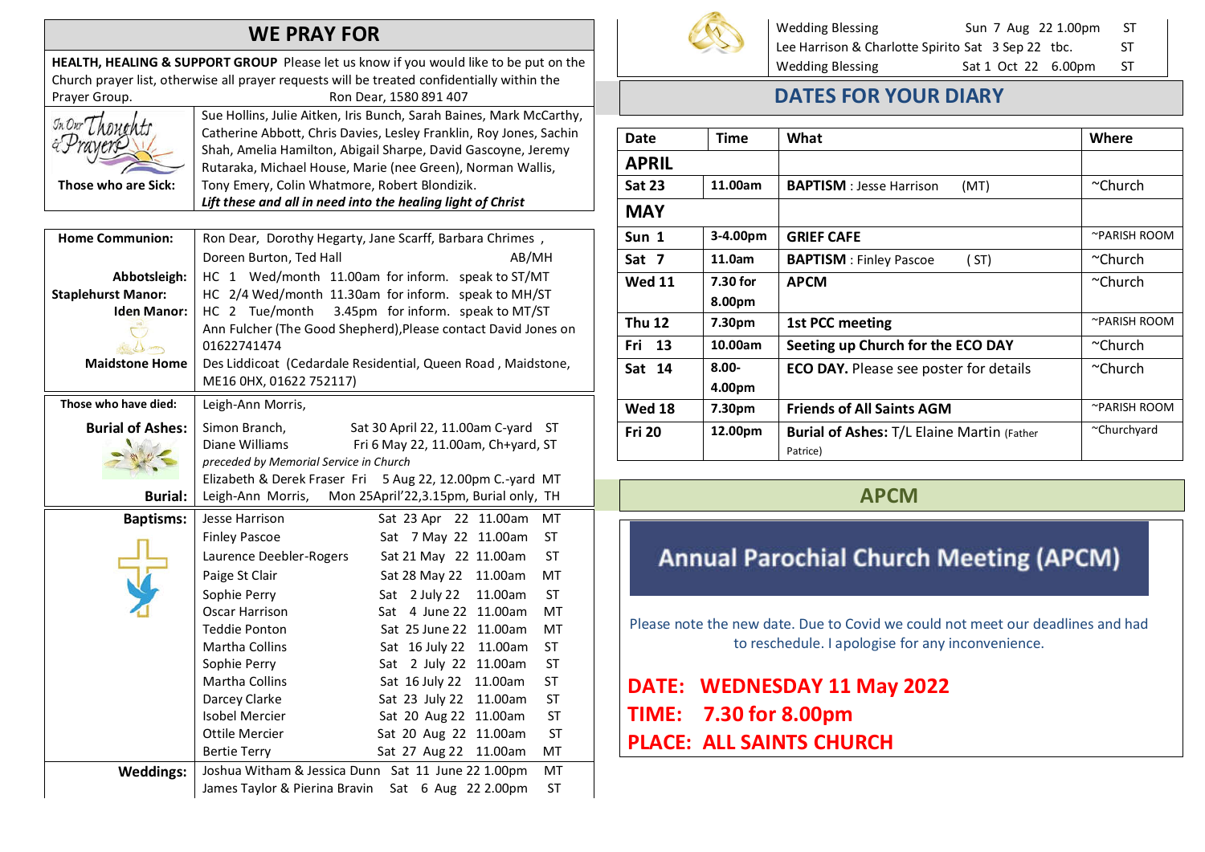## WE PRAY FOR

**HEALTH, HEALING & SUPPORT GROUP** Please let us know if you would like to be put on the Church prayer list, otherwise all prayer requests will be treated confidentially within the Prayer Group. Ron Dear, 1580 891 407

**Those who are Sick:** Sue Hollins, Julie Aitken, Iris Bunch, Sarah Baines, Mark McCarthy, Catherine Abbott, Chris Davies, Lesley Franklin, Roy Jones, Sachin Shah, Amelia Hamilton, Abigail Sharpe, David Gascoyne, Jeremy Rutaraka, Michael House, Marie (nee Green), Norman Wallis, Tony Emery, Colin Whatmore, Robert Blondizik.
***Lift these and all in need into the healing light of Christ***

| | |
|---|---|
| **Home Communion:** | Ron Dear, Dorothy Hegarty, Jane Scarff, Barbara Chrimes, Doreen Burton, Ted Hall AB/MH |
| **Abbotsleigh:** | HC 1 Wed/month 11.00am for inform. speak to ST/MT |
| **Staplehurst Manor:** | HC 2/4 Wed/month 11.30am for inform. speak to MH/ST |
| **Iden Manor:** | HC 2 Tue/month 3.45pm for inform. speak to MT/ST |
| | Ann Fulcher (The Good Shepherd), Please contact David Jones on 01622741474 |
| **Maidstone Home** | Des Liddicoat (Cedardale Residential, Queen Road, Maidstone, ME16 0HX, 01622 752117) |

| | | | |
|---|---|---|---|
| **Those who have died:** | Leigh-Ann Morris, | | |
| **Burial of Ashes:** | Simon Branch, | Sat 30 April 22, 11.00am C-yard | ST |
| | Diane Williams | Fri 6 May 22, 11.00am, Ch+yard, | ST |
| | *preceded by Memorial Service in Church* | | |
| | Elizabeth & Derek Fraser | Fri 5 Aug 22, 12.00pm C.-yard | MT |
| **Burial:** | Leigh-Ann Morris, | Mon 25April'22, 3.15pm, Burial only, | TH |

| | | | | |
|---|---|---|---|---|
| **Baptisms:** | Jesse Harrison | Sat 23 Apr 22 | 11.00am | MT |
| | Finley Pascoe | Sat 7 May 22 | 11.00am | ST |
| | Laurence Deebler-Rogers | Sat 21 May 22 | 11.00am | ST |
| | Paige St Clair | Sat 28 May 22 | 11.00am | MT |
| | Sophie Perry | Sat 2 July 22 | 11.00am | ST |
| | Oscar Harrison | Sat 4 June 22 | 11.00am | MT |
| | Teddie Ponton | Sat 25 June 22 | 11.00am | MT |
| | Martha Collins | Sat 16 July 22 | 11.00am | ST |
| | Sophie Perry | Sat 2 July 22 | 11.00am | ST |
| | Martha Collins | Sat 16 July 22 | 11.00am | ST |
| | Darcey Clarke | Sat 23 July 22 | 11.00am | ST |
| | Isobel Mercier | Sat 20 Aug 22 | 11.00am | ST |
| | Ottile Mercier | Sat 20 Aug 22 | 11.00am | ST |
| | Bertie Terry | Sat 27 Aug 22 | 11.00am | MT |
| **Weddings:** | Joshua Witham & Jessica Dunn | Sat 11 June 22 | 1.00pm | MT |
| | James Taylor & Pierina Bravin | Sat 6 Aug 22 | 2.00pm | ST |
| | Wedding Blessing | Sun 7 Aug 22 | 1.00pm | ST |
| | Lee Harrison & Charlotte Spirito | Sat 3 Sep 22 | tbc. | ST |
| | Wedding Blessing | Sat 1 Oct 22 | 6.00pm | ST |

## DATES FOR YOUR DIARY

| Date | Time | What | Where |
|---|---|---|---|
| **APRIL** | | | |
| **Sat 23** | **11.00am** | **BAPTISM** : Jesse Harrison (MT) | ~Church |
| **MAY** | | | |
| **Sun 1** | **3-4.00pm** | **GRIEF CAFE** | ~PARISH ROOM |
| **Sat 7** | **11.0am** | **BAPTISM** : Finley Pascoe (ST) | ~Church |
| **Wed 11** | **7.30 for 8.00pm** | **APCM** | ~Church |
| **Thu 12** | **7.30pm** | **1st PCC meeting** | ~PARISH ROOM |
| **Fri 13** | **10.00am** | **Seeting up Church for the ECO DAY** | ~Church |
| **Sat 14** | **8.00-4.00pm** | **ECO DAY.** Please see poster for details | ~Church |
| **Wed 18** | **7.30pm** | **Friends of All Saints AGM** | ~PARISH ROOM |
| **Fri 20** | **12.00pm** | **Burial of Ashes:** T/L Elaine Martin (Father Patrice) | ~Churchyard |

## APCM

### Annual Parochial Church Meeting (APCM)

Please note the new date. Due to Covid we could not meet our deadlines and had to reschedule. I apologise for any inconvenience.

**DATE: WEDNESDAY 11 May 2022**

**TIME: 7.30 for 8.00pm**

**PLACE: ALL SAINTS CHURCH**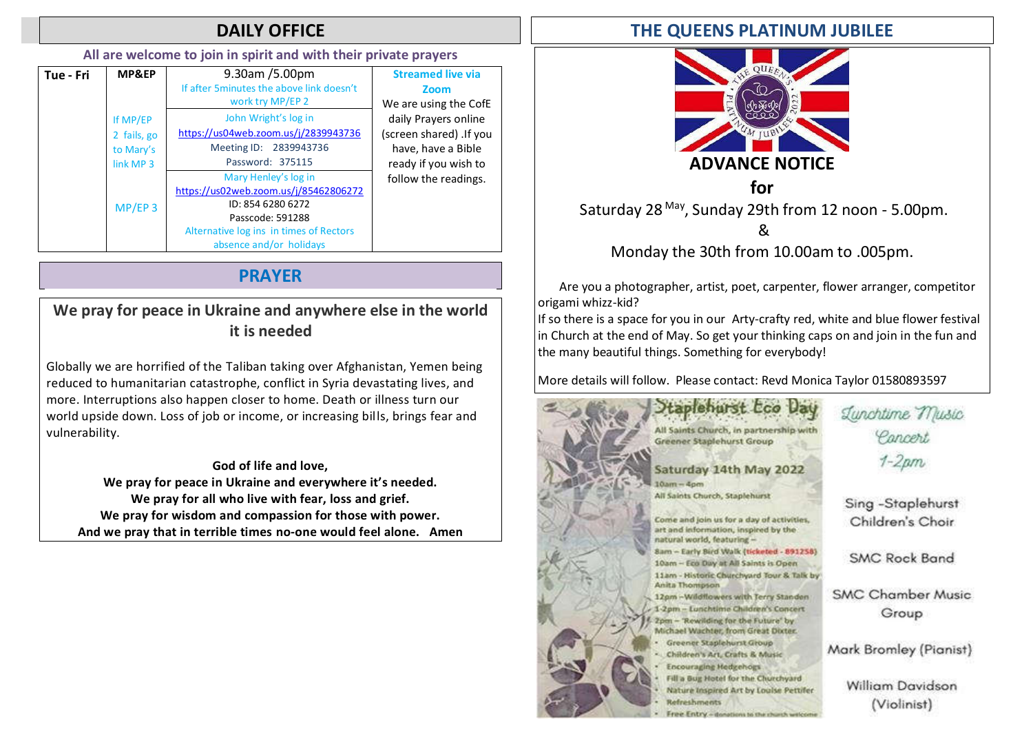## DAILY OFFICE

All are welcome to join in spirit and with their private prayers

| | | | |
|---|---|---|---|
| **Tue - Fri** | **MP&EP** | 9.30am /5.00pm<br>If after 5minutes the above link doesn't work try MP/EP 2 | **Streamed live via Zoom**<br>We are using the CofE daily Prayers online (screen shared) .If you have, have a Bible ready if you wish to follow the readings. |
| | If MP/EP 2 fails, go to Mary's link MP 3 | John Wright's log in<br>https://us04web.zoom.us/j/2839943736<br>Meeting ID: 2839943736<br>Password: 375115 | |
| | MP/EP 3 | Mary Henley's log in<br>https://us02web.zoom.us/j/85462806272<br>ID: 854 6280 6272<br>Passcode: 591288<br>Alternative log ins in times of Rectors absence and/or holidays | |

## PRAYER

**We pray for peace in Ukraine and anywhere else in the world it is needed**

Globally we are horrified of the Taliban taking over Afghanistan, Yemen being reduced to humanitarian catastrophe, conflict in Syria devastating lives, and more. Interruptions also happen closer to home. Death or illness turn our world upside down. Loss of job or income, or increasing bills, brings fear and vulnerability.

**God of life and love,**
**We pray for peace in Ukraine and everywhere it's needed.**
**We pray for all who live with fear, loss and grief.**
**We pray for wisdom and compassion for those with power.**
**And we pray that in terrible times no-one would feel alone. Amen**

## THE QUEENS PLATINUM JUBILEE

**ADVANCE NOTICE**

**for**

Saturday 28 May, Sunday 29th from 12 noon - 5.00pm.

&

Monday the 30th from 10.00am to .005pm.

Are you a photographer, artist, poet, carpenter, flower arranger, competitor origami whizz-kid?
If so there is a space for you in our Arty-crafty red, white and blue flower festival in Church at the end of May. So get your thinking caps on and join in the fun and the many beautiful things. Something for everybody!

More details will follow. Please contact: Revd Monica Taylor 01580893597

### Staplehurst Eco Day

All Saints Church, in partnership with Greener Staplehurst Group

Saturday 14th May 2022
10am – 4pm
All Saints Church, Staplehurst

Come and join us for a day of activities, art and information, inspired by the natural world, featuring –

8am – Early Bird Walk (ticketed - 891258)
10am – Eco Day at All Saints is Open
11am - Historic Churchyard Tour & Talk by Anita Thompson
12pm – Wildflowers with Terry Standen
1-2pm – Lunchtime Children's Concert
2pm – 'Rewilding for the Future' by Michael Wachter, from Great Dixter.

- Greener Staplehurst Group
- Children's Art, Crafts & Music
- Encouraging Hedgehogs
- Fill a Bug Hotel for the Churchyard
- Nature Inspired Art by Louise Pettifer
- Refreshments
- Free Entry – donations to the church welcome

### Lunchtime Music Concert
1-2pm

Sing -Staplehurst Children's Choir

SMC Rock Band

SMC Chamber Music Group

Mark Bromley (Pianist)

William Davidson (Violinist)